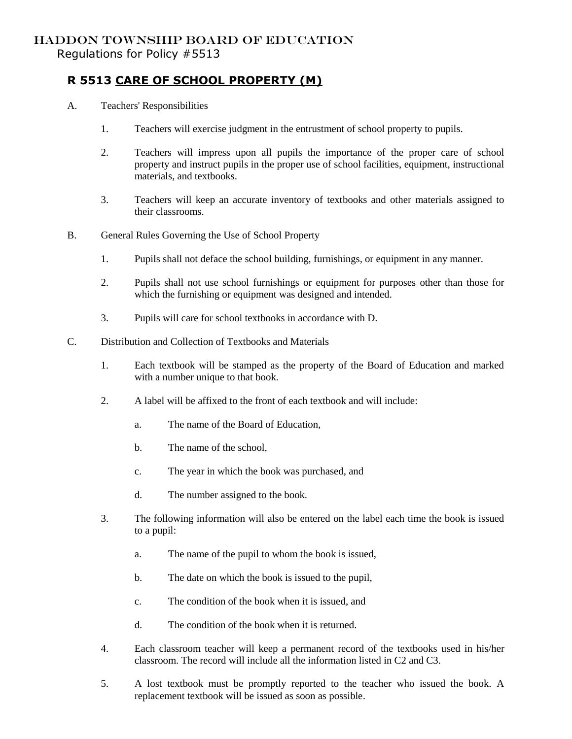HADDON TOWNSHIP BOARD OF EDUCATION

Regulations for Policy #5513

## R 5513 CARE OF SCHOOL PROPERTY (M)

A. Teachers' Responsibilities

1. Teachers will exercise judgment in the entrustment of school property to pupils.

2. Teachers will impress upon all pupils the importance of the proper care of school property and instruct pupils in the proper use of school facilities, equipment, instructional materials, and textbooks.

3. Teachers will keep an accurate inventory of textbooks and other materials assigned to their classrooms.

B. General Rules Governing the Use of School Property

1. Pupils shall not deface the school building, furnishings, or equipment in any manner.

2. Pupils shall not use school furnishings or equipment for purposes other than those for which the furnishing or equipment was designed and intended.

3. Pupils will care for school textbooks in accordance with D.

C. Distribution and Collection of Textbooks and Materials

1. Each textbook will be stamped as the property of the Board of Education and marked with a number unique to that book.

2. A label will be affixed to the front of each textbook and will include:

   a. The name of the Board of Education,

   b. The name of the school,

   c. The year in which the book was purchased, and

   d. The number assigned to the book.

3. The following information will also be entered on the label each time the book is issued to a pupil:

   a. The name of the pupil to whom the book is issued,

   b. The date on which the book is issued to the pupil,

   c. The condition of the book when it is issued, and

   d. The condition of the book when it is returned.

4. Each classroom teacher will keep a permanent record of the textbooks used in his/her classroom. The record will include all the information listed in C2 and C3.

5. A lost textbook must be promptly reported to the teacher who issued the book. A replacement textbook will be issued as soon as possible.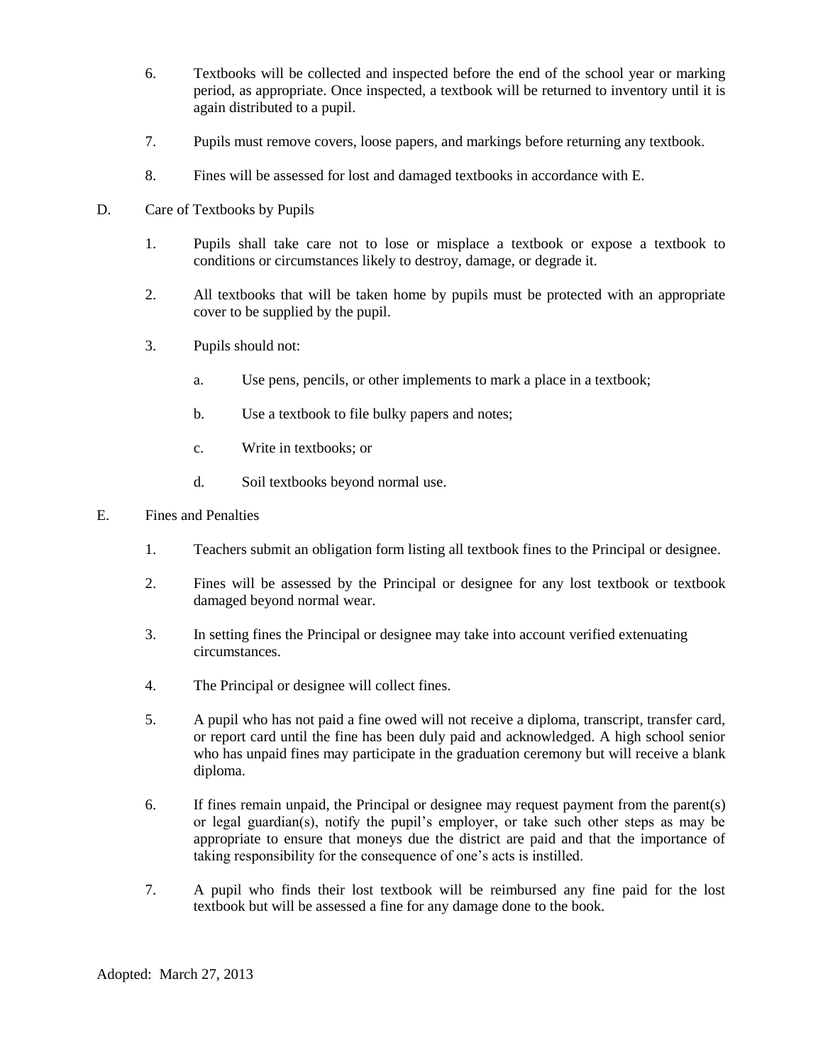6. Textbooks will be collected and inspected before the end of the school year or marking period, as appropriate. Once inspected, a textbook will be returned to inventory until it is again distributed to a pupil.

7. Pupils must remove covers, loose papers, and markings before returning any textbook.

8. Fines will be assessed for lost and damaged textbooks in accordance with E.

D. Care of Textbooks by Pupils

1. Pupils shall take care not to lose or misplace a textbook or expose a textbook to conditions or circumstances likely to destroy, damage, or degrade it.

2. All textbooks that will be taken home by pupils must be protected with an appropriate cover to be supplied by the pupil.

3. Pupils should not:

   a. Use pens, pencils, or other implements to mark a place in a textbook;

   b. Use a textbook to file bulky papers and notes;

   c. Write in textbooks; or

   d. Soil textbooks beyond normal use.

E. Fines and Penalties

1. Teachers submit an obligation form listing all textbook fines to the Principal or designee.

2. Fines will be assessed by the Principal or designee for any lost textbook or textbook damaged beyond normal wear.

3. In setting fines the Principal or designee may take into account verified extenuating circumstances.

4. The Principal or designee will collect fines.

5. A pupil who has not paid a fine owed will not receive a diploma, transcript, transfer card, or report card until the fine has been duly paid and acknowledged. A high school senior who has unpaid fines may participate in the graduation ceremony but will receive a blank diploma.

6. If fines remain unpaid, the Principal or designee may request payment from the parent(s) or legal guardian(s), notify the pupil's employer, or take such other steps as may be appropriate to ensure that moneys due the district are paid and that the importance of taking responsibility for the consequence of one's acts is instilled.

7. A pupil who finds their lost textbook will be reimbursed any fine paid for the lost textbook but will be assessed a fine for any damage done to the book.

Adopted: March 27, 2013